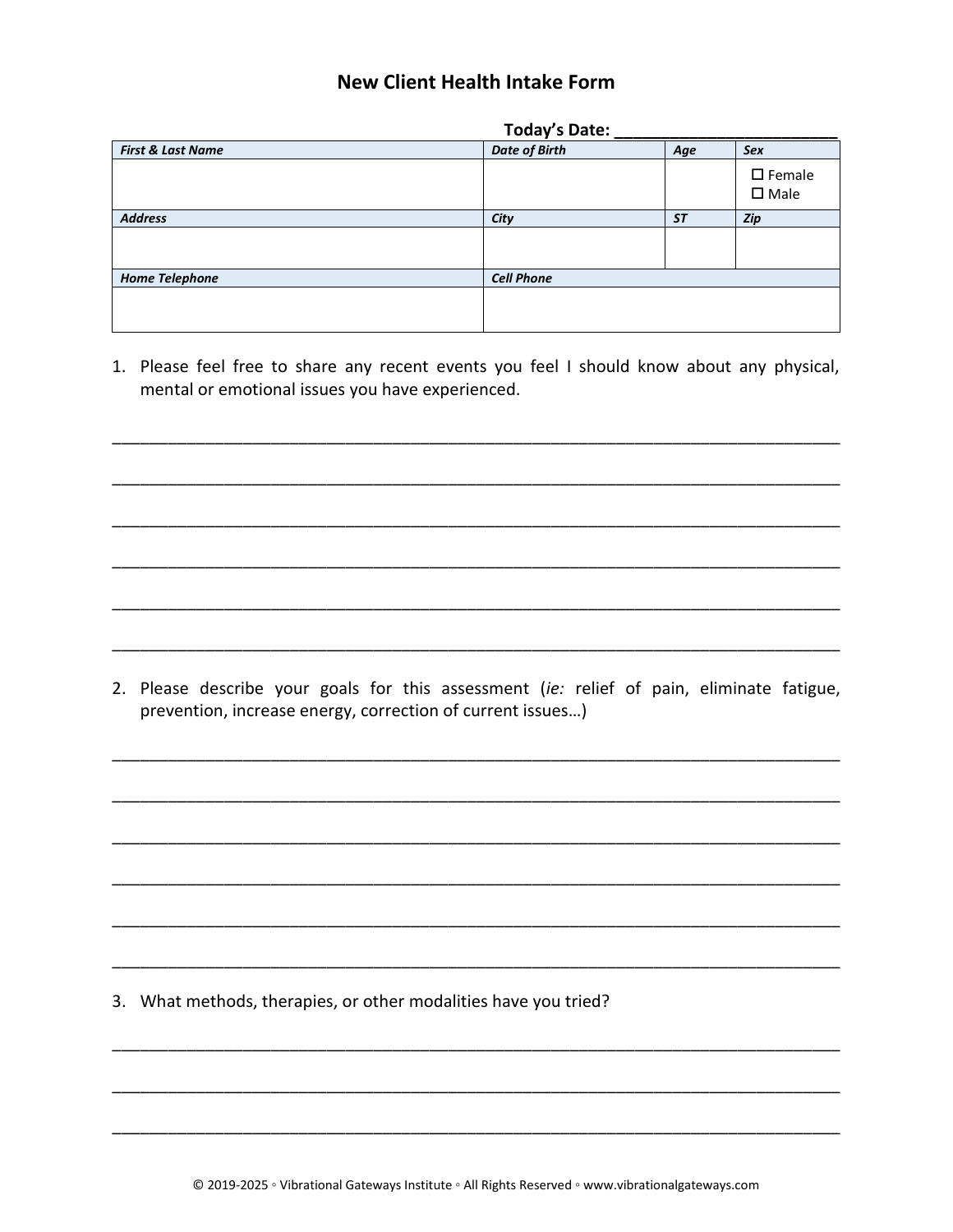# New Client Health Intake Form

**Today's Date: ________________________**

| *First & Last Name* | *Date of Birth* | *Age* | *Sex* |
|---|---|---|---|
| | | | ☐ Female<br>☐ Male |
| ***Address*** | ***City*** | ***ST*** | ***Zip*** |
| | | | |
| ***Home Telephone*** | ***Cell Phone*** | | |
| | | | |

1. Please feel free to share any recent events you feel I should know about any physical, mental or emotional issues you have experienced.

______________________________________________________________________________

______________________________________________________________________________

______________________________________________________________________________

______________________________________________________________________________

______________________________________________________________________________

______________________________________________________________________________

2. Please describe your goals for this assessment (*ie:* relief of pain, eliminate fatigue, prevention, increase energy, correction of current issues…)

______________________________________________________________________________

______________________________________________________________________________

______________________________________________________________________________

______________________________________________________________________________

______________________________________________________________________________

______________________________________________________________________________

3. What methods, therapies, or other modalities have you tried?

______________________________________________________________________________

______________________________________________________________________________

______________________________________________________________________________

© 2019-2025 ◦ Vibrational Gateways Institute ◦ All Rights Reserved ◦ www.vibrationalgateways.com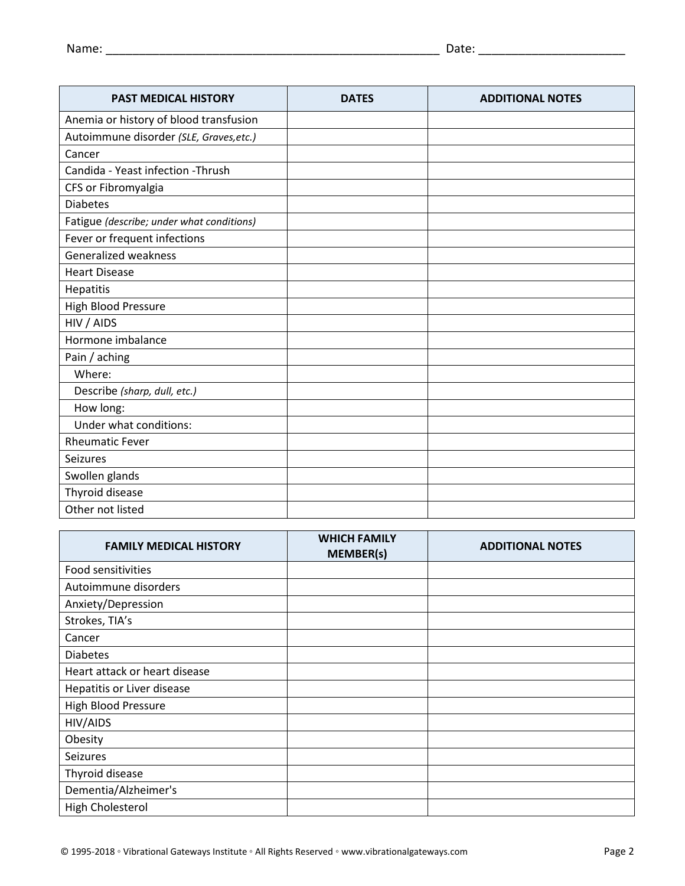Name: ___________________________________________________ Date: ______________________

| PAST MEDICAL HISTORY | DATES | ADDITIONAL NOTES |
|---|---|---|
| Anemia or history of blood transfusion | | |
| Autoimmune disorder *(SLE, Graves,etc.)* | | |
| Cancer | | |
| Candida - Yeast infection -Thrush | | |
| CFS or Fibromyalgia | | |
| Diabetes | | |
| Fatigue *(describe; under what conditions)* | | |
| Fever or frequent infections | | |
| Generalized weakness | | |
| Heart Disease | | |
| Hepatitis | | |
| High Blood Pressure | | |
| HIV / AIDS | | |
| Hormone imbalance | | |
| Pain / aching | | |
| Where: | | |
| Describe *(sharp, dull, etc.)* | | |
| How long: | | |
| Under what conditions: | | |
| Rheumatic Fever | | |
| Seizures | | |
| Swollen glands | | |
| Thyroid disease | | |
| Other not listed | | |

| FAMILY MEDICAL HISTORY | WHICH FAMILY MEMBER(s) | ADDITIONAL NOTES |
|---|---|---|
| Food sensitivities | | |
| Autoimmune disorders | | |
| Anxiety/Depression | | |
| Strokes, TIA's | | |
| Cancer | | |
| Diabetes | | |
| Heart attack or heart disease | | |
| Hepatitis or Liver disease | | |
| High Blood Pressure | | |
| HIV/AIDS | | |
| Obesity | | |
| Seizures | | |
| Thyroid disease | | |
| Dementia/Alzheimer's | | |
| High Cholesterol | | |

© 1995-2018 ◦ Vibrational Gateways Institute ◦ All Rights Reserved ◦ www.vibrationalgateways.com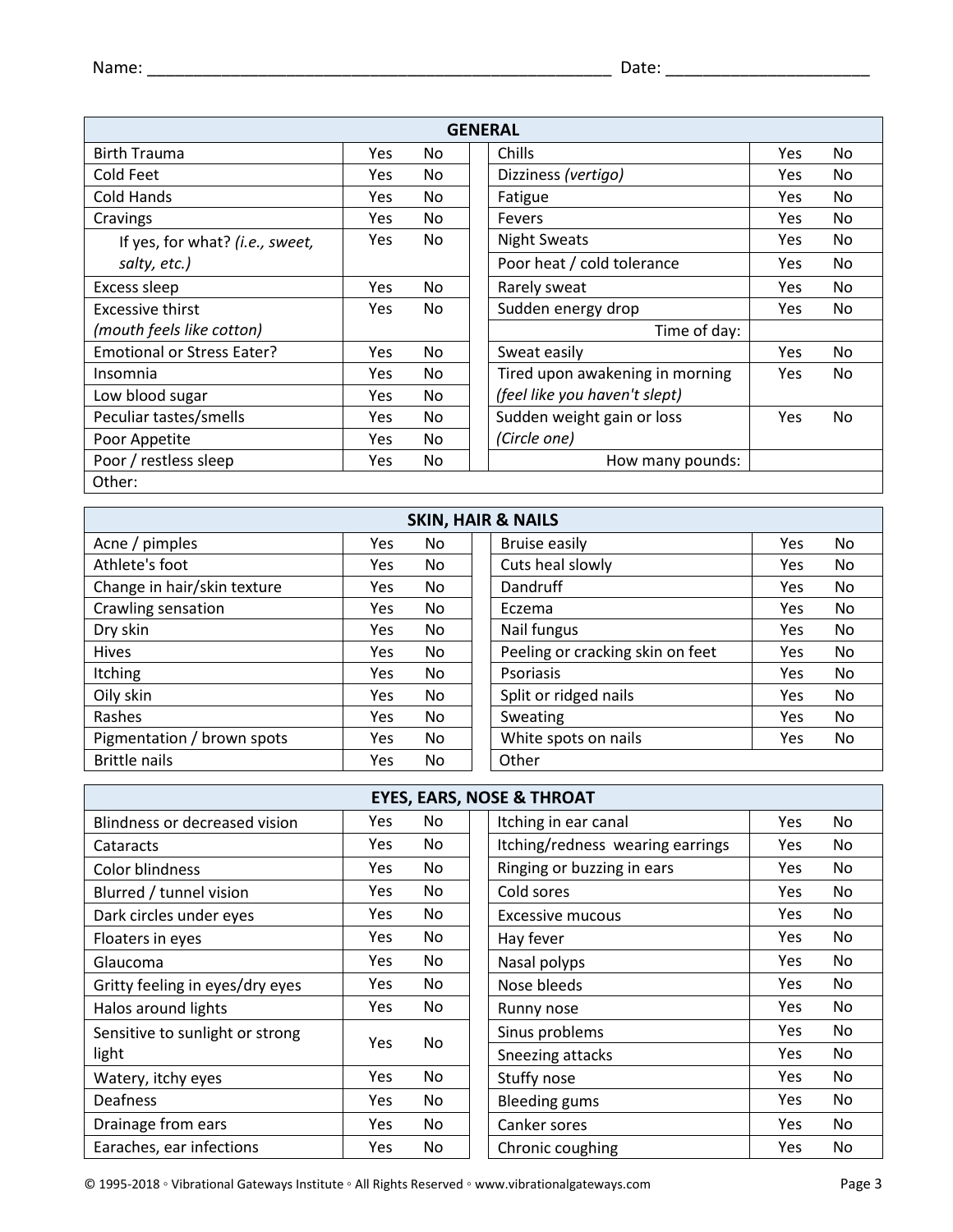Name: ______________________________________________ Date: ____________________

| GENERAL | | | | | |
|---|---|---|---|---|---|
| Birth Trauma | Yes | No | Chills | Yes | No |
| Cold Feet | Yes | No | Dizziness *(vertigo)* | Yes | No |
| Cold Hands | Yes | No | Fatigue | Yes | No |
| Cravings | Yes | No | Fevers | Yes | No |
| If yes, for what? *(i.e., sweet, salty, etc.)* | Yes | No | Night Sweats | Yes | No |
| | | | Poor heat / cold tolerance | Yes | No |
| Excess sleep | Yes | No | Rarely sweat | Yes | No |
| Excessive thirst *(mouth feels like cotton)* | Yes | No | Sudden energy drop | Yes | No |
| | | | Time of day: | | |
| Emotional or Stress Eater? | Yes | No | Sweat easily | Yes | No |
| Insomnia | Yes | No | Tired upon awakening in morning *(feel like you haven't slept)* | Yes | No |
| Low blood sugar | Yes | No | | | |
| Peculiar tastes/smells | Yes | No | Sudden weight gain or loss *(Circle one)* | Yes | No |
| Poor Appetite | Yes | No | | | |
| Poor / restless sleep | Yes | No | How many pounds: | | |
| Other: | | | | | |

| SKIN, HAIR & NAILS | | | | | |
|---|---|---|---|---|---|
| Acne / pimples | Yes | No | Bruise easily | Yes | No |
| Athlete's foot | Yes | No | Cuts heal slowly | Yes | No |
| Change in hair/skin texture | Yes | No | Dandruff | Yes | No |
| Crawling sensation | Yes | No | Eczema | Yes | No |
| Dry skin | Yes | No | Nail fungus | Yes | No |
| Hives | Yes | No | Peeling or cracking skin on feet | Yes | No |
| Itching | Yes | No | Psoriasis | Yes | No |
| Oily skin | Yes | No | Split or ridged nails | Yes | No |
| Rashes | Yes | No | Sweating | Yes | No |
| Pigmentation / brown spots | Yes | No | White spots on nails | Yes | No |
| Brittle nails | Yes | No | Other | | |

| EYES, EARS, NOSE & THROAT | | | | | |
|---|---|---|---|---|---|
| Blindness or decreased vision | Yes | No | Itching in ear canal | Yes | No |
| Cataracts | Yes | No | Itching/redness wearing earrings | Yes | No |
| Color blindness | Yes | No | Ringing or buzzing in ears | Yes | No |
| Blurred / tunnel vision | Yes | No | Cold sores | Yes | No |
| Dark circles under eyes | Yes | No | Excessive mucous | Yes | No |
| Floaters in eyes | Yes | No | Hay fever | Yes | No |
| Glaucoma | Yes | No | Nasal polyps | Yes | No |
| Gritty feeling in eyes/dry eyes | Yes | No | Nose bleeds | Yes | No |
| Halos around lights | Yes | No | Runny nose | Yes | No |
| Sensitive to sunlight or strong light | Yes | No | Sinus problems | Yes | No |
| | | | Sneezing attacks | Yes | No |
| Watery, itchy eyes | Yes | No | Stuffy nose | Yes | No |
| Deafness | Yes | No | Bleeding gums | Yes | No |
| Drainage from ears | Yes | No | Canker sores | Yes | No |
| Earaches, ear infections | Yes | No | Chronic coughing | Yes | No |

© 1995-2018 ◦ Vibrational Gateways Institute ◦ All Rights Reserved ◦ www.vibrationalgateways.com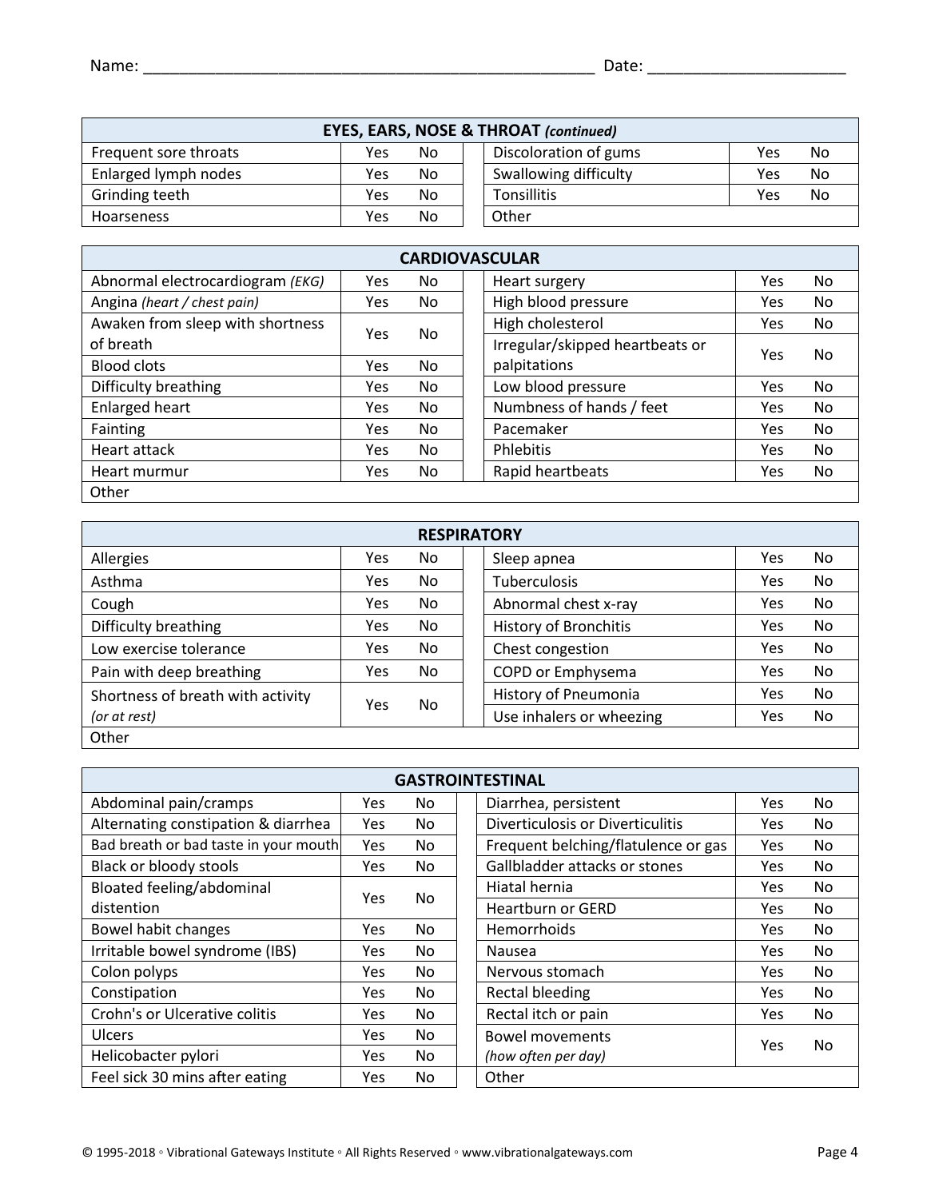Name: ___________________________________________________ Date: _____________________

| EYES, EARS, NOSE & THROAT *(continued)* | | | | | | |
|---|---|---|---|---|---|---|
| Frequent sore throats | Yes | No | | Discoloration of gums | Yes | No |
| Enlarged lymph nodes | Yes | No | | Swallowing difficulty | Yes | No |
| Grinding teeth | Yes | No | | Tonsillitis | Yes | No |
| Hoarseness | Yes | No | | Other | | |

| CARDIOVASCULAR | | | | | | |
|---|---|---|---|---|---|---|
| Abnormal electrocardiogram *(EKG)* | Yes | No | | Heart surgery | Yes | No |
| Angina *(heart / chest pain)* | Yes | No | | High blood pressure | Yes | No |
| Awaken from sleep with shortness of breath | Yes | No | | High cholesterol | Yes | No |
| | | | | Irregular/skipped heartbeats or palpitations | Yes | No |
| Blood clots | Yes | No | | | | |
| Difficulty breathing | Yes | No | | Low blood pressure | Yes | No |
| Enlarged heart | Yes | No | | Numbness of hands / feet | Yes | No |
| Fainting | Yes | No | | Pacemaker | Yes | No |
| Heart attack | Yes | No | | Phlebitis | Yes | No |
| Heart murmur | Yes | No | | Rapid heartbeats | Yes | No |
| Other | | | | | | |

| RESPIRATORY | | | | | | |
|---|---|---|---|---|---|---|
| Allergies | Yes | No | | Sleep apnea | Yes | No |
| Asthma | Yes | No | | Tuberculosis | Yes | No |
| Cough | Yes | No | | Abnormal chest x-ray | Yes | No |
| Difficulty breathing | Yes | No | | History of Bronchitis | Yes | No |
| Low exercise tolerance | Yes | No | | Chest congestion | Yes | No |
| Pain with deep breathing | Yes | No | | COPD or Emphysema | Yes | No |
| Shortness of breath with activity *(or at rest)* | Yes | No | | History of Pneumonia | Yes | No |
| | | | | Use inhalers or wheezing | Yes | No |
| Other | | | | | | |

| GASTROINTESTINAL | | | | | | |
|---|---|---|---|---|---|---|
| Abdominal pain/cramps | Yes | No | | Diarrhea, persistent | Yes | No |
| Alternating constipation & diarrhea | Yes | No | | Diverticulosis or Diverticulitis | Yes | No |
| Bad breath or bad taste in your mouth | Yes | No | | Frequent belching/flatulence or gas | Yes | No |
| Black or bloody stools | Yes | No | | Gallbladder attacks or stones | Yes | No |
| Bloated feeling/abdominal distention | Yes | No | | Hiatal hernia | Yes | No |
| | | | | Heartburn or GERD | Yes | No |
| Bowel habit changes | Yes | No | | Hemorrhoids | Yes | No |
| Irritable bowel syndrome (IBS) | Yes | No | | Nausea | Yes | No |
| Colon polyps | Yes | No | | Nervous stomach | Yes | No |
| Constipation | Yes | No | | Rectal bleeding | Yes | No |
| Crohn's or Ulcerative colitis | Yes | No | | Rectal itch or pain | Yes | No |
| Ulcers | Yes | No | | Bowel movements *(how often per day)* | Yes | No |
| Helicobacter pylori | Yes | No | | | | |
| Feel sick 30 mins after eating | Yes | No | | Other | | |

© 1995-2018 ◦ Vibrational Gateways Institute ◦ All Rights Reserved ◦ www.vibrationalgateways.com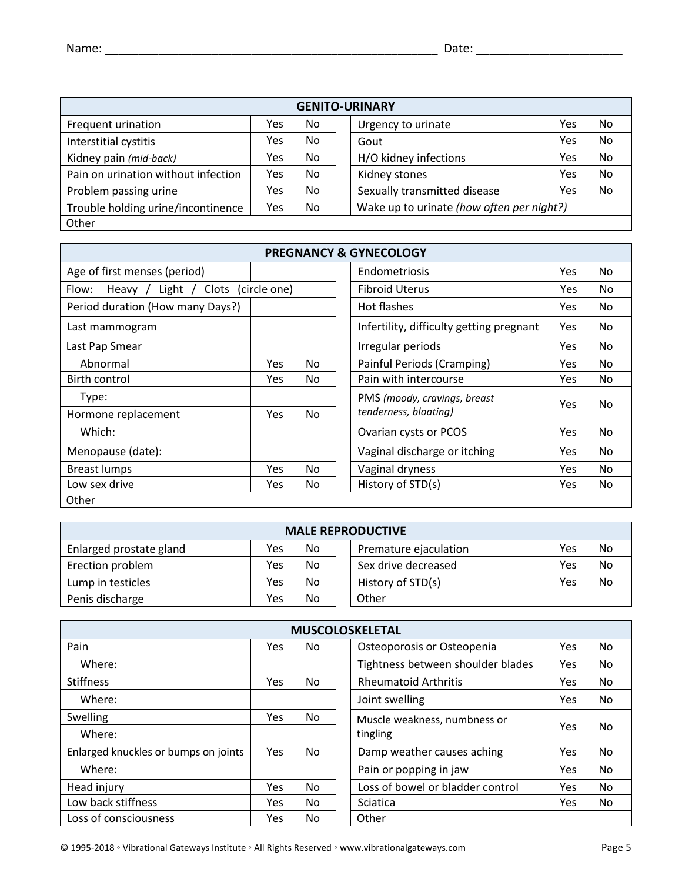Name: ___________________________________________________ Date: _____________________

| GENITO-URINARY | | | | | | |
|---|---|---|---|---|---|---|
| Frequent urination | Yes | No | | Urgency to urinate | Yes | No |
| Interstitial cystitis | Yes | No | | Gout | Yes | No |
| Kidney pain *(mid-back)* | Yes | No | | H/O kidney infections | Yes | No |
| Pain on urination without infection | Yes | No | | Kidney stones | Yes | No |
| Problem passing urine | Yes | No | | Sexually transmitted disease | Yes | No |
| Trouble holding urine/incontinence | Yes | No | | Wake up to urinate *(how often per night?)* | | |
| Other | | | | | | |

| PREGNANCY & GYNECOLOGY | | | | | | |
|---|---|---|---|---|---|---|
| Age of first menses (period) | | | | Endometriosis | Yes | No |
| Flow: Heavy / Light / Clots (circle one) | | | | Fibroid Uterus | Yes | No |
| Period duration (How many Days?) | | | | Hot flashes | Yes | No |
| Last mammogram | | | | Infertility, difficulty getting pregnant | Yes | No |
| Last Pap Smear | | | | Irregular periods | Yes | No |
| Abnormal | Yes | No | | Painful Periods (Cramping) | Yes | No |
| Birth control | Yes | No | | Pain with intercourse | Yes | No |
| Type: | | | | PMS *(moody, cravings, breast tenderness, bloating)* | Yes | No |
| Hormone replacement | Yes | No | | | | |
| Which: | | | | Ovarian cysts or PCOS | Yes | No |
| Menopause (date): | | | | Vaginal discharge or itching | Yes | No |
| Breast lumps | Yes | No | | Vaginal dryness | Yes | No |
| Low sex drive | Yes | No | | History of STD(s) | Yes | No |
| Other | | | | | | |

| MALE REPRODUCTIVE | | | | | | |
|---|---|---|---|---|---|---|
| Enlarged prostate gland | Yes | No | | Premature ejaculation | Yes | No |
| Erection problem | Yes | No | | Sex drive decreased | Yes | No |
| Lump in testicles | Yes | No | | History of STD(s) | Yes | No |
| Penis discharge | Yes | No | | Other | | |

| MUSCOLOSKELETAL | | | | | | |
|---|---|---|---|---|---|---|
| Pain | Yes | No | | Osteoporosis or Osteopenia | Yes | No |
| Where: | | | | Tightness between shoulder blades | Yes | No |
| Stiffness | Yes | No | | Rheumatoid Arthritis | Yes | No |
| Where: | | | | Joint swelling | Yes | No |
| Swelling | Yes | No | | Muscle weakness, numbness or tingling | Yes | No |
| Where: | | | | | | |
| Enlarged knuckles or bumps on joints | Yes | No | | Damp weather causes aching | Yes | No |
| Where: | | | | Pain or popping in jaw | Yes | No |
| Head injury | Yes | No | | Loss of bowel or bladder control | Yes | No |
| Low back stiffness | Yes | No | | Sciatica | Yes | No |
| Loss of consciousness | Yes | No | | Other | | |

© 1995-2018 ◦ Vibrational Gateways Institute ◦ All Rights Reserved ◦ www.vibrationalgateways.com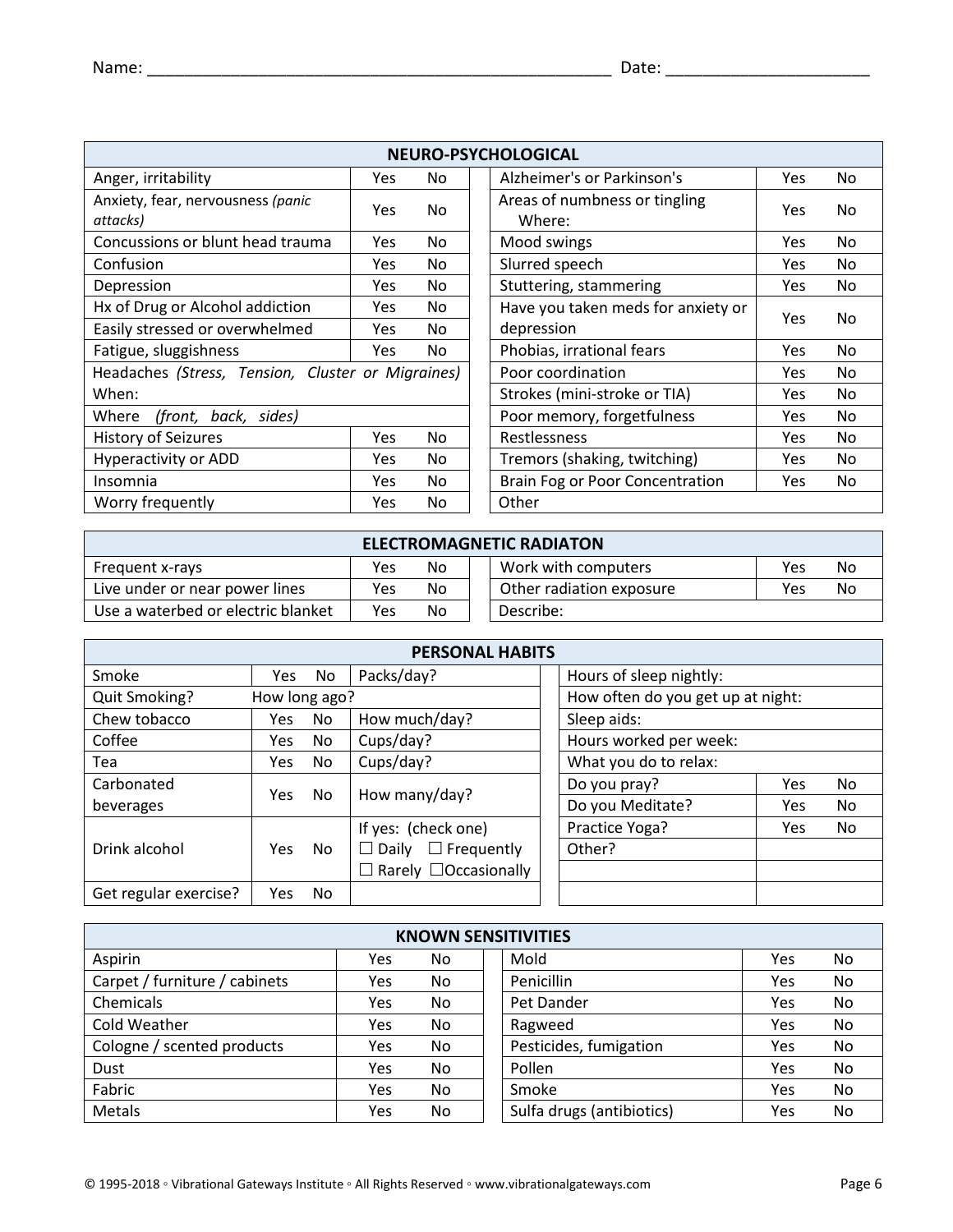Name: ___________________________________________________ Date: ______________________

| NEURO-PSYCHOLOGICAL | | | | | |
|---|---|---|---|---|---|
| Anger, irritability | Yes | No | Alzheimer's or Parkinson's | Yes | No |
| Anxiety, fear, nervousness *(panic attacks)* | Yes | No | Areas of numbness or tingling Where: | Yes | No |
| Concussions or blunt head trauma | Yes | No | Mood swings | Yes | No |
| Confusion | Yes | No | Slurred speech | Yes | No |
| Depression | Yes | No | Stuttering, stammering | Yes | No |
| Hx of Drug or Alcohol addiction | Yes | No | Have you taken meds for anxiety or depression | Yes | No |
| Easily stressed or overwhelmed | Yes | No | | | |
| Fatigue, sluggishness | Yes | No | Phobias, irrational fears | Yes | No |
| Headaches *(Stress, Tension, Cluster or Migraines)* When: | | | Poor coordination | Yes | No |
| | | | Strokes (mini-stroke or TIA) | Yes | No |
| Where *(front, back, sides)* | | | Poor memory, forgetfulness | Yes | No |
| History of Seizures | Yes | No | Restlessness | Yes | No |
| Hyperactivity or ADD | Yes | No | Tremors (shaking, twitching) | Yes | No |
| Insomnia | Yes | No | Brain Fog or Poor Concentration | Yes | No |
| Worry frequently | Yes | No | Other | | |

| ELECTROMAGNETIC RADIATON | | | | | |
|---|---|---|---|---|---|
| Frequent x-rays | Yes | No | Work with computers | Yes | No |
| Live under or near power lines | Yes | No | Other radiation exposure | Yes | No |
| Use a waterbed or electric blanket | Yes | No | Describe: | | |

| PERSONAL HABITS | | | | | | |
|---|---|---|---|---|---|---|
| Smoke | Yes | No | Packs/day? | Hours of sleep nightly: | | |
| Quit Smoking? | How long ago? | | | How often do you get up at night: | | |
| Chew tobacco | Yes | No | How much/day? | Sleep aids: | | |
| Coffee | Yes | No | Cups/day? | Hours worked per week: | | |
| Tea | Yes | No | Cups/day? | What you do to relax: | | |
| Carbonated beverages | Yes | No | How many/day? | Do you pray? | Yes | No |
| | | | | Do you Meditate? | Yes | No |
| Drink alcohol | Yes | No | If yes: (check one) ☐ Daily ☐ Frequently ☐ Rarely ☐ Occasionally | Practice Yoga? | Yes | No |
| | | | | Other? | | |
| Get regular exercise? | Yes | No | | | | |

| KNOWN SENSITIVITIES | | | | | |
|---|---|---|---|---|---|
| Aspirin | Yes | No | Mold | Yes | No |
| Carpet / furniture / cabinets | Yes | No | Penicillin | Yes | No |
| Chemicals | Yes | No | Pet Dander | Yes | No |
| Cold Weather | Yes | No | Ragweed | Yes | No |
| Cologne / scented products | Yes | No | Pesticides, fumigation | Yes | No |
| Dust | Yes | No | Pollen | Yes | No |
| Fabric | Yes | No | Smoke | Yes | No |
| Metals | Yes | No | Sulfa drugs (antibiotics) | Yes | No |

© 1995-2018 ◦ Vibrational Gateways Institute ◦ All Rights Reserved ◦ www.vibrationalgateways.com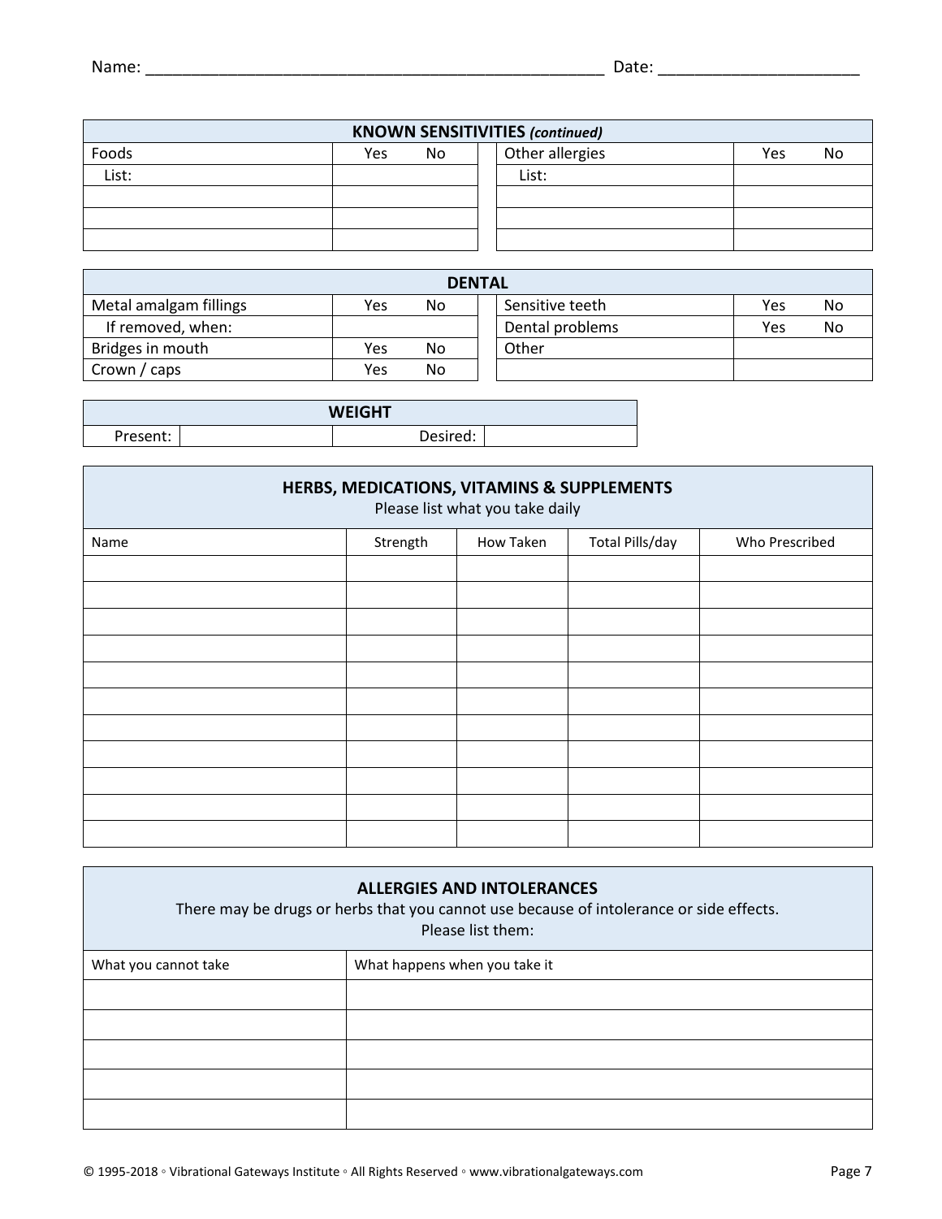Name: ___________________________________________________ Date: _____________________

| KNOWN SENSITIVITIES *(continued)* | | | | |
|---|---|---|---|---|
| Foods | Yes No | | Other allergies | Yes No |
| List: | | | List: | |
| | | | | |
| | | | | |
| | | | | |

| DENTAL | | | | |
|---|---|---|---|---|
| Metal amalgam fillings | Yes No | | Sensitive teeth | Yes No |
| If removed, when: | | | Dental problems | Yes No |
| Bridges in mouth | Yes No | | Other | |
| Crown / caps | Yes No | | | |

| WEIGHT | | | |
|---|---|---|---|
| Present: | | Desired: | |

| HERBS, MEDICATIONS, VITAMINS & SUPPLEMENTS<br>Please list what you take daily | | | | |
|---|---|---|---|---|
| Name | Strength | How Taken | Total Pills/day | Who Prescribed |
| | | | | |
| | | | | |
| | | | | |
| | | | | |
| | | | | |
| | | | | |
| | | | | |
| | | | | |
| | | | | |
| | | | | |
| | | | | |

| ALLERGIES AND INTOLERANCES<br>There may be drugs or herbs that you cannot use because of intolerance or side effects.<br>Please list them: | |
|---|---|
| What you cannot take | What happens when you take it |
| | |
| | |
| | |
| | |
| | |

© 1995-2018 ◦ Vibrational Gateways Institute ◦ All Rights Reserved ◦ www.vibrationalgateways.com